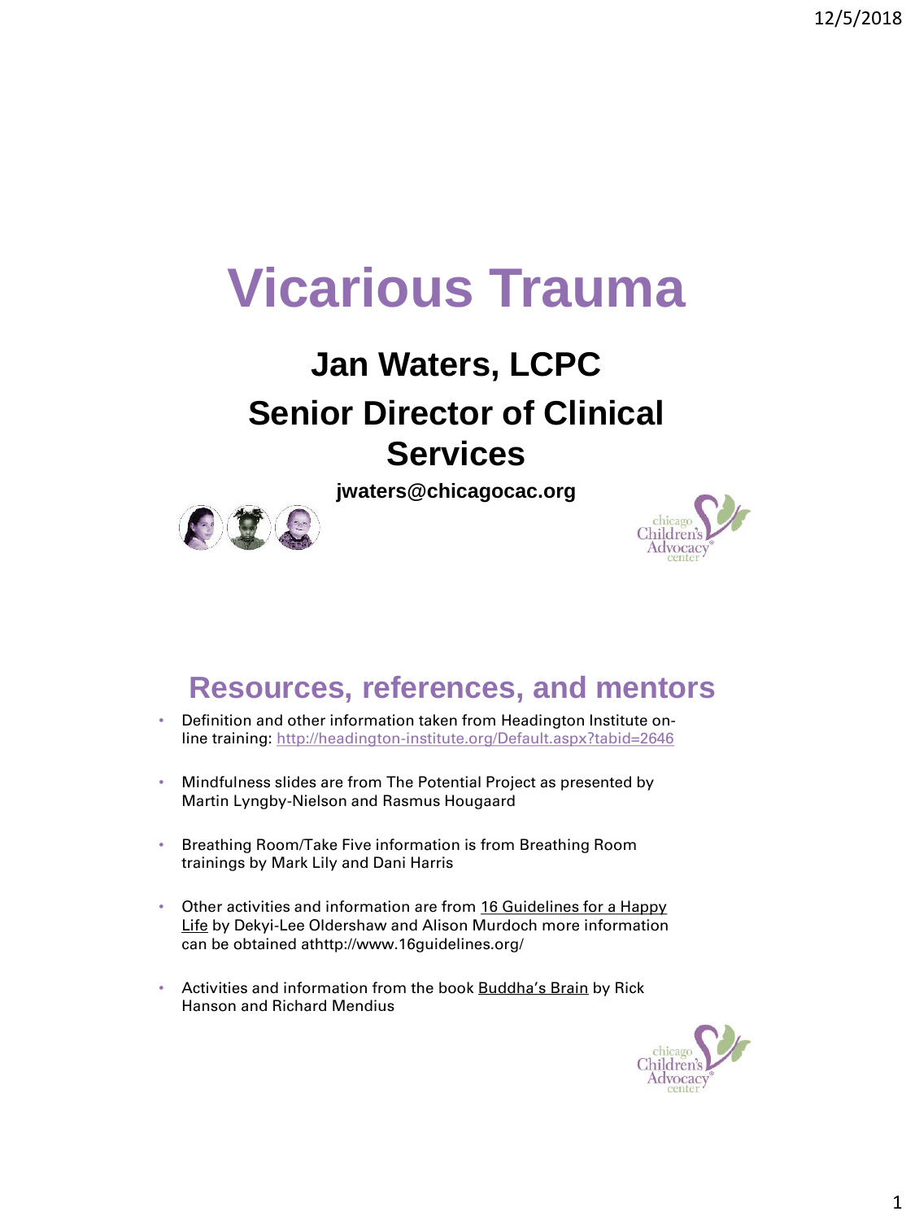# Vicarious Trauma

## Jan Waters, LCPC

## Senior Director of Clinical Services

**jwaters@chicagocac.org**

## Resources, references, and mentors

- Definition and other information taken from Headington Institute on-line training: http://headington-institute.org/Default.aspx?tabid=2646
- Mindfulness slides are from The Potential Project as presented by Martin Lyngby-Nielson and Rasmus Hougaard
- Breathing Room/Take Five information is from Breathing Room trainings by Mark Lily and Dani Harris
- Other activities and information are from 16 Guidelines for a Happy Life by Dekyi-Lee Oldershaw and Alison Murdoch more information can be obtained athttp://www.16guidelines.org/
- Activities and information from the book Buddha's Brain by Rick Hanson and Richard Mendius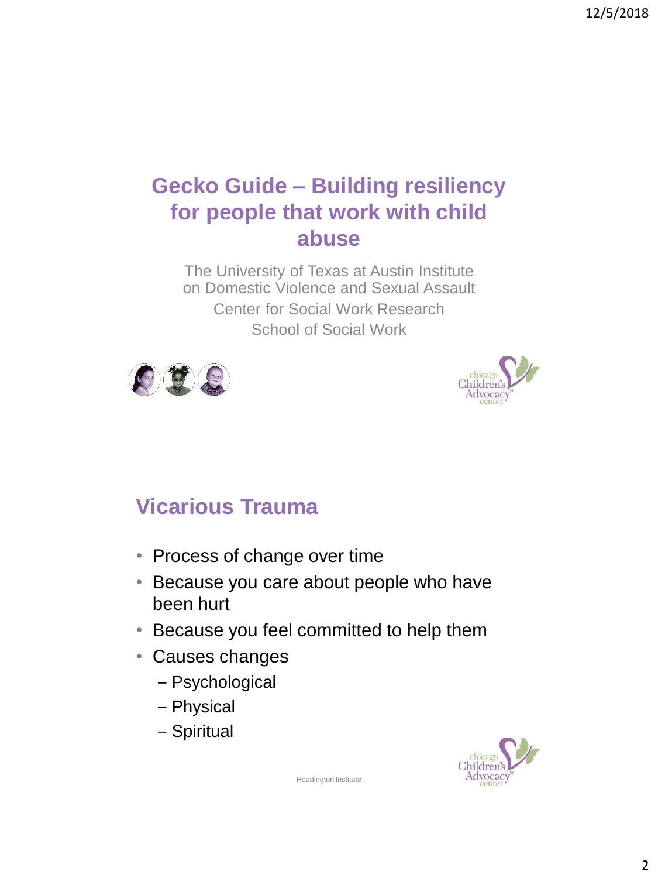# Gecko Guide – Building resiliency for people that work with child abuse

The University of Texas at Austin Institute on Domestic Violence and Sexual Assault

Center for Social Work Research

School of Social Work

## Vicarious Trauma

- Process of change over time
- Because you care about people who have been hurt
- Because you feel committed to help them
- Causes changes
  - Psychological
  - Physical
  - Spiritual

Headington Institute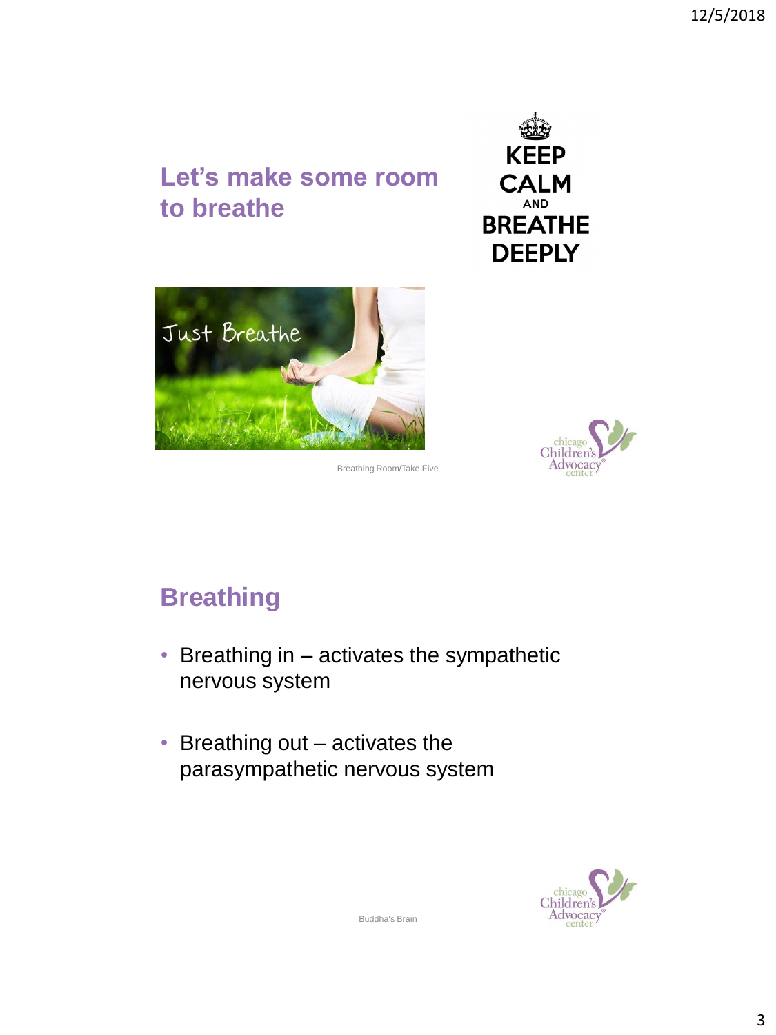## Let's make some room to breathe

Breathing Room/Take Five

## Breathing

- Breathing in – activates the sympathetic nervous system
- Breathing out – activates the parasympathetic nervous system

Buddha's Brain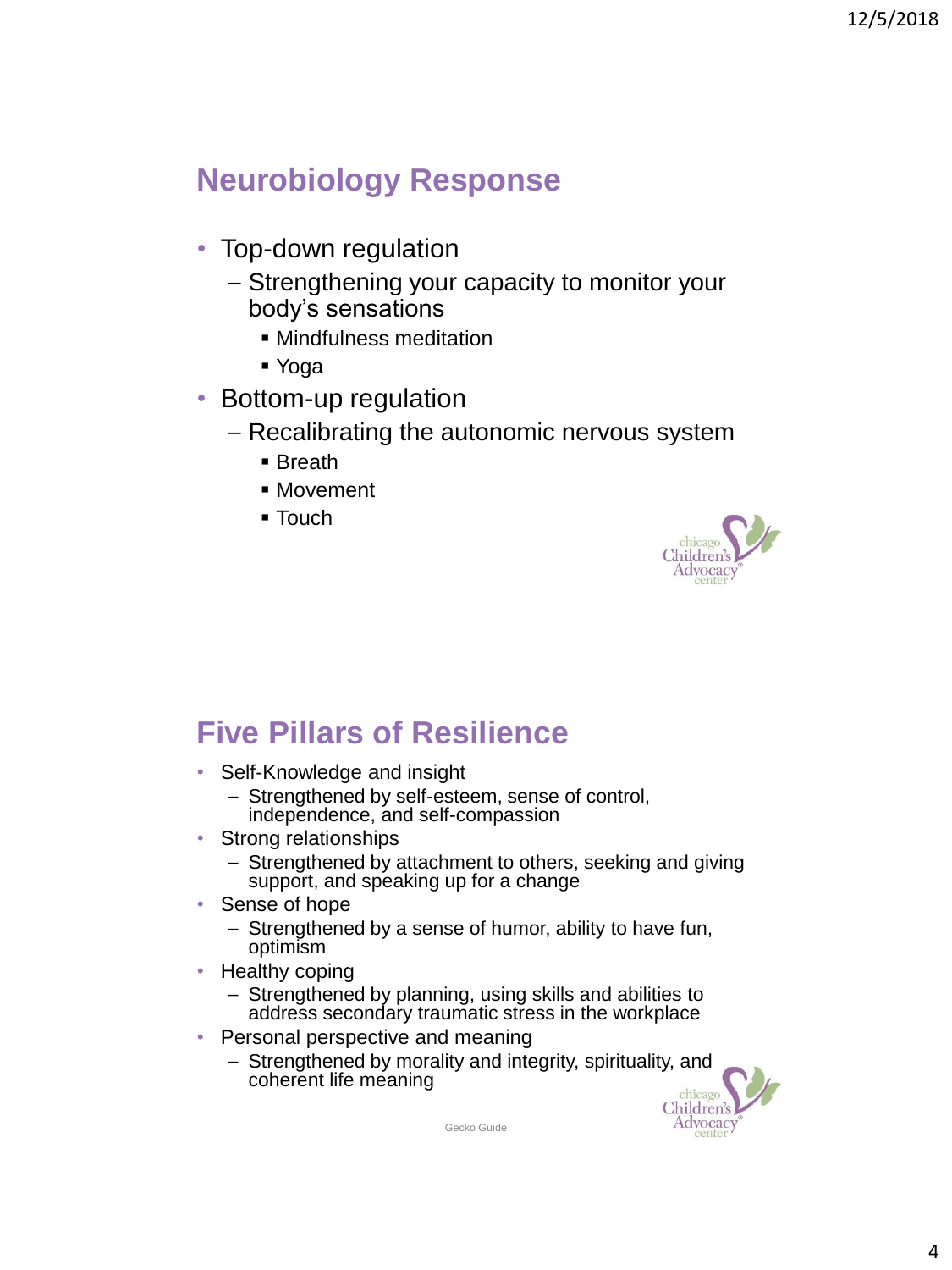## Neurobiology Response

- Top-down regulation
  - Strengthening your capacity to monitor your body's sensations
    - Mindfulness meditation
    - Yoga
- Bottom-up regulation
  - Recalibrating the autonomic nervous system
    - Breath
    - Movement
    - Touch

## Five Pillars of Resilience

- Self-Knowledge and insight
  - Strengthened by self-esteem, sense of control, independence, and self-compassion
- Strong relationships
  - Strengthened by attachment to others, seeking and giving support, and speaking up for a change
- Sense of hope
  - Strengthened by a sense of humor, ability to have fun, optimism
- Healthy coping
  - Strengthened by planning, using skills and abilities to address secondary traumatic stress in the workplace
- Personal perspective and meaning
  - Strengthened by morality and integrity, spirituality, and coherent life meaning

Gecko Guide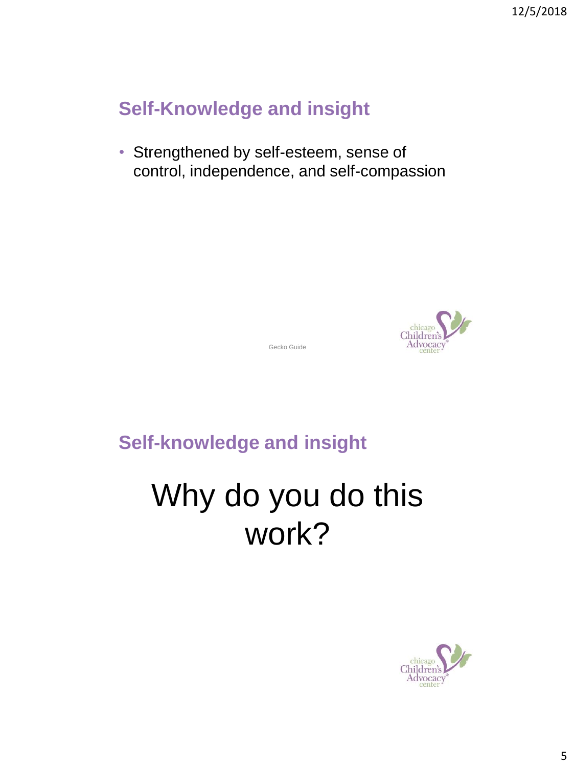## Self-Knowledge and insight

- Strengthened by self-esteem, sense of control, independence, and self-compassion

Gecko Guide

## Self-knowledge and insight

# Why do you do this work?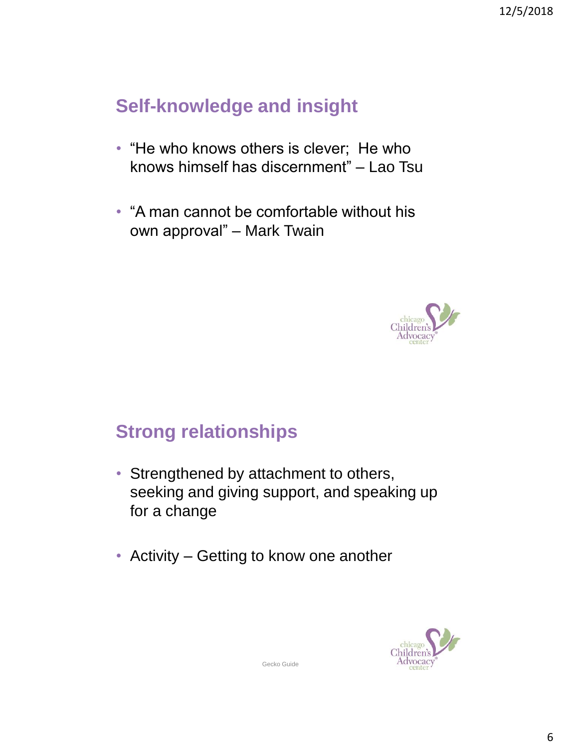## Self-knowledge and insight

- "He who knows others is clever; He who knows himself has discernment" – Lao Tsu
- "A man cannot be comfortable without his own approval" – Mark Twain

## Strong relationships

- Strengthened by attachment to others, seeking and giving support, and speaking up for a change
- Activity – Getting to know one another

Gecko Guide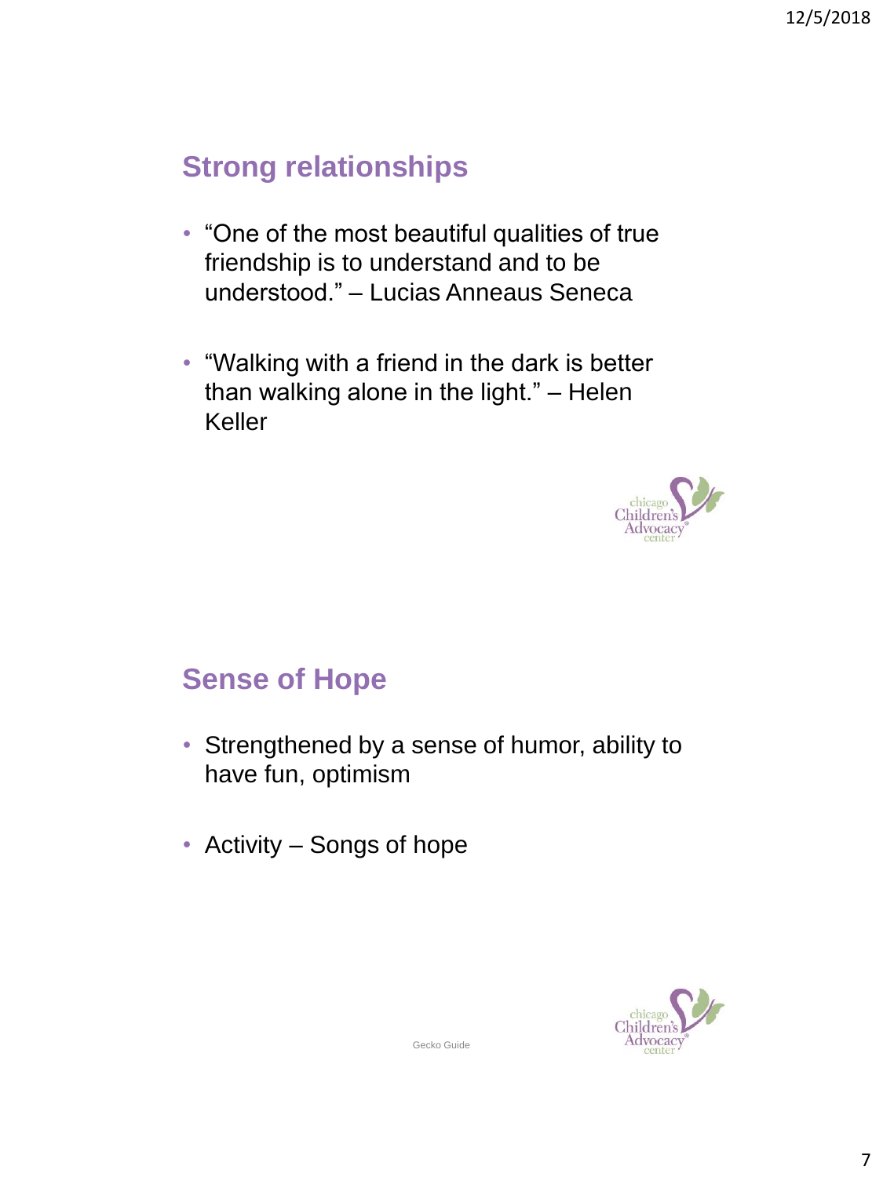## Strong relationships

- "One of the most beautiful qualities of true friendship is to understand and to be understood." – Lucias Anneaus Seneca
- "Walking with a friend in the dark is better than walking alone in the light." – Helen Keller

## Sense of Hope

- Strengthened by a sense of humor, ability to have fun, optimism
- Activity – Songs of hope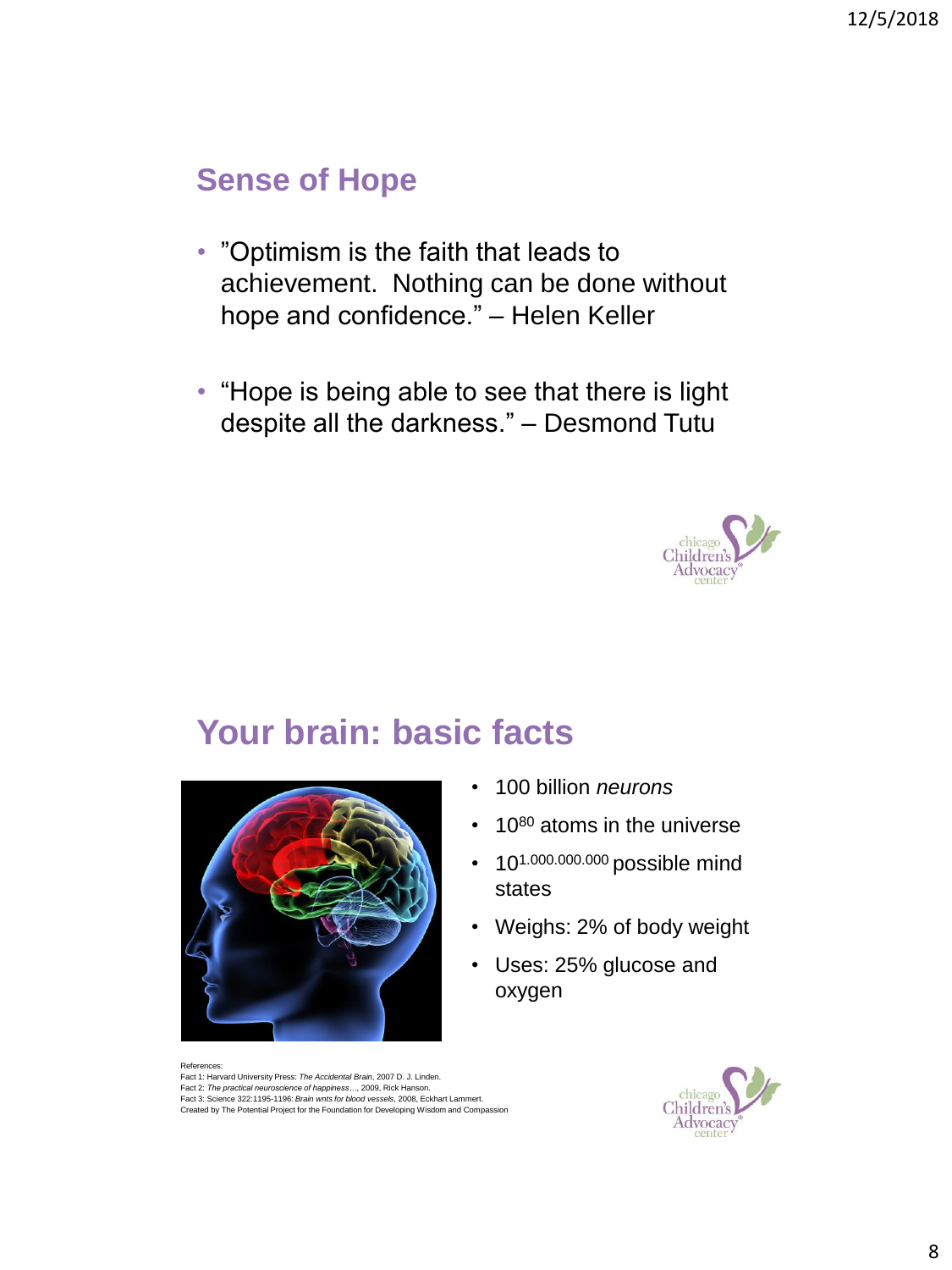## Sense of Hope

- ”Optimism is the faith that leads to achievement. Nothing can be done without hope and confidence.” – Helen Keller
- “Hope is being able to see that there is light despite all the darkness.” – Desmond Tutu

## Your brain: basic facts

- 100 billion *neurons*
- $10^{80}$ atoms in the universe
- $10^{1.000.000.000}$ possible mind states
- Weighs: 2% of body weight
- Uses: 25% glucose and oxygen

References:
Fact 1: Harvard University Press: *The Accidental Brain*, 2007 D. J. Linden.
Fact 2: *The practical neuroscience of happiness…*, 2009, Rick Hanson.
Fact 3: Science 322:1195-1196: *Brain wnts for blood vessels*, 2008, Eckhart Lammert.
Created by The Potential Project for the Foundation for Developing Wisdom and Compassion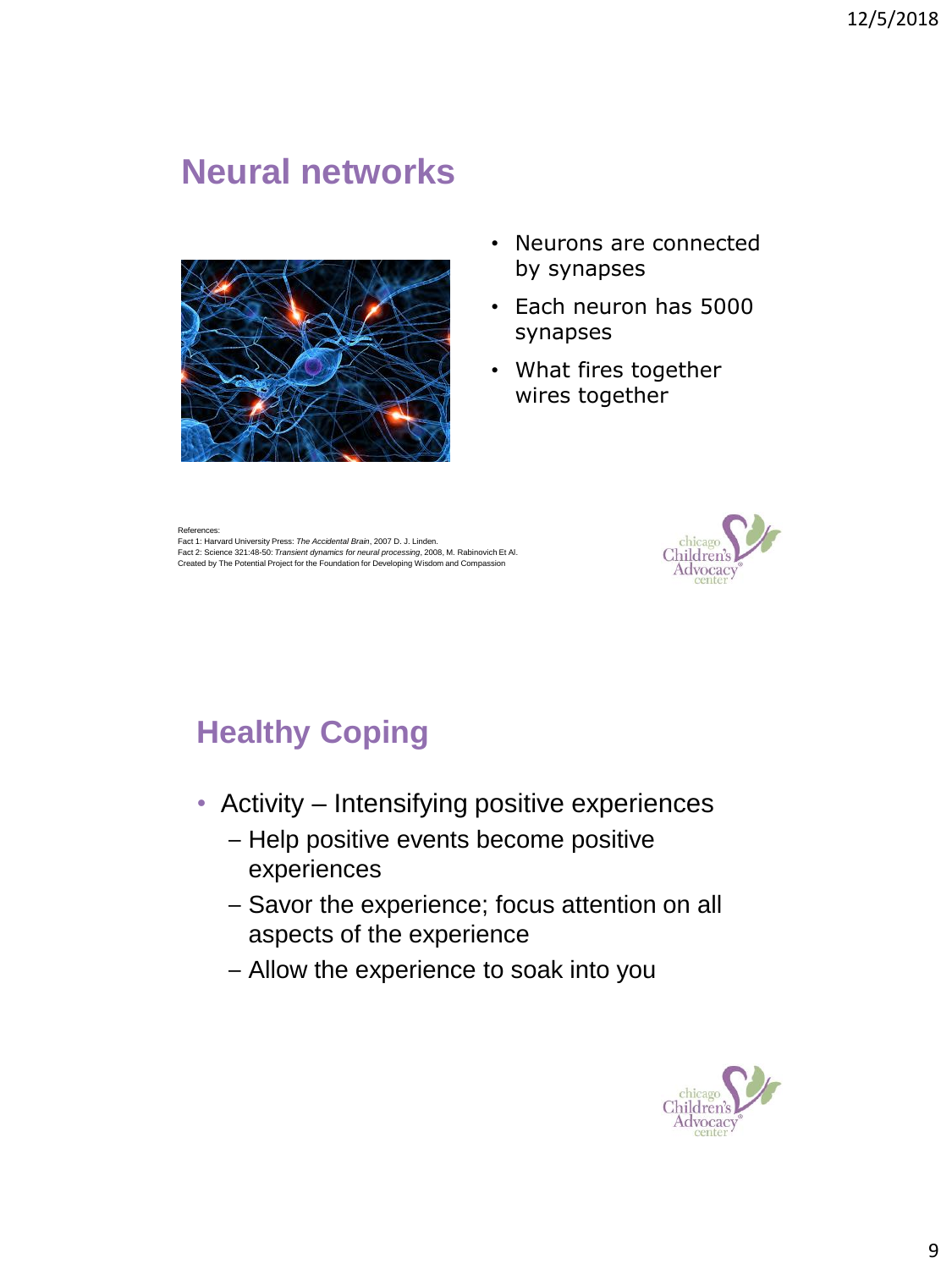## Neural networks

- Neurons are connected by synapses
- Each neuron has 5000 synapses
- What fires together wires together

References:
Fact 1: Harvard University Press: *The Accidental Brain*, 2007 D. J. Linden.
Fact 2: Science 321:48-50: *Transient dynamics for neural processing*, 2008, M. Rabinovich Et Al.
Created by The Potential Project for the Foundation for Developing Wisdom and Compassion

## Healthy Coping

- Activity – Intensifying positive experiences
  - Help positive events become positive experiences
  - Savor the experience; focus attention on all aspects of the experience
  - Allow the experience to soak into you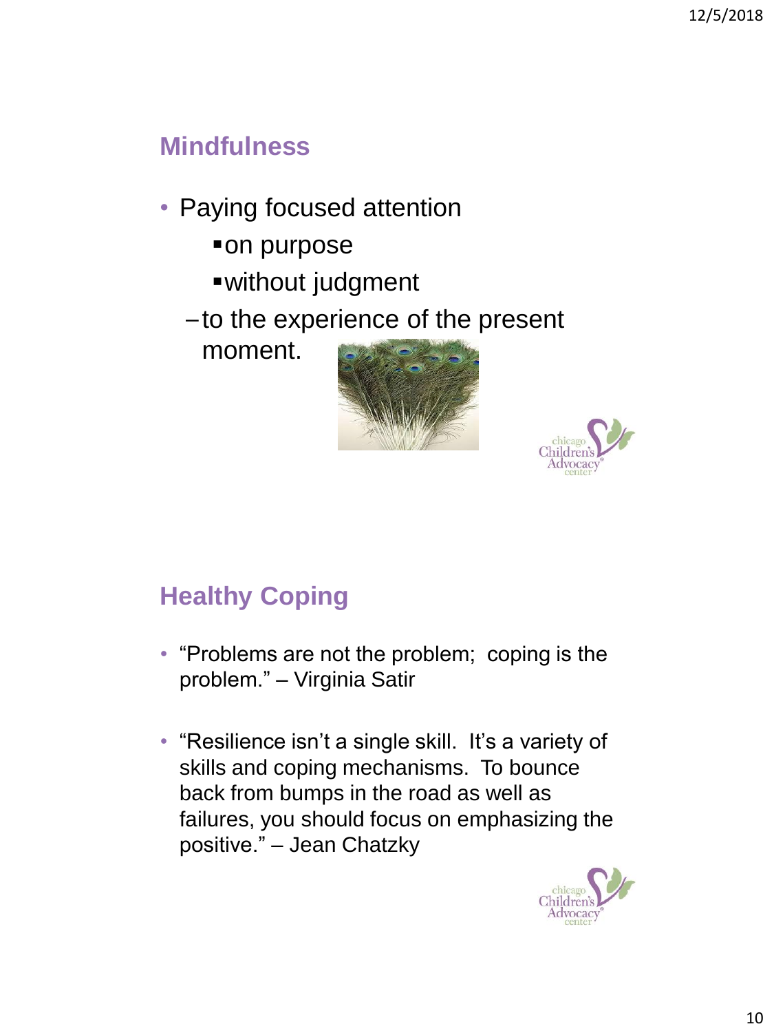## Mindfulness

- Paying focused attention
  - on purpose
  - without judgment
  - to the experience of the present moment.

## Healthy Coping

- "Problems are not the problem; coping is the problem." – Virginia Satir
- "Resilience isn't a single skill. It's a variety of skills and coping mechanisms. To bounce back from bumps in the road as well as failures, you should focus on emphasizing the positive." – Jean Chatzky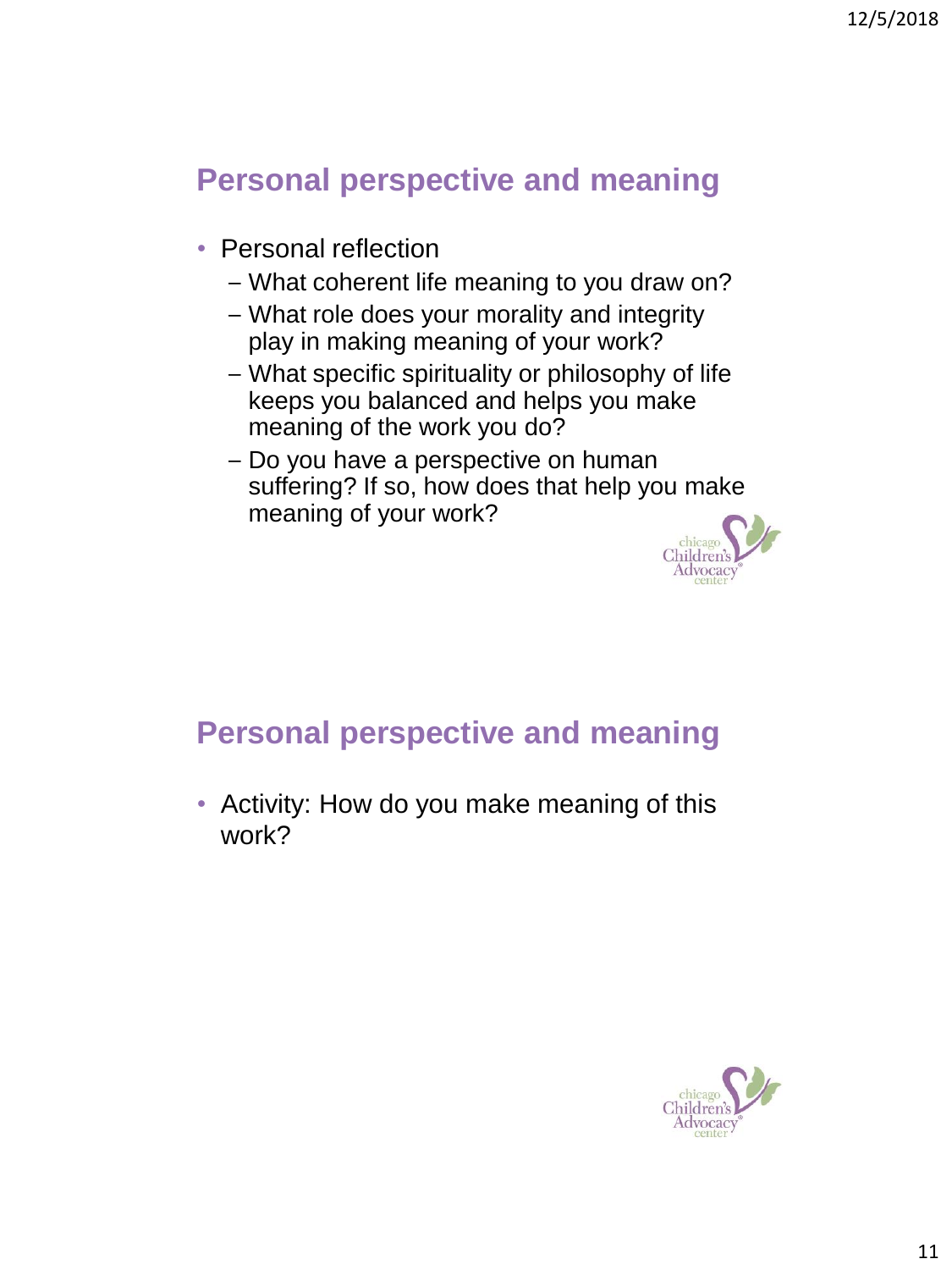## Personal perspective and meaning

- Personal reflection
  - What coherent life meaning to you draw on?
  - What role does your morality and integrity play in making meaning of your work?
  - What specific spirituality or philosophy of life keeps you balanced and helps you make meaning of the work you do?
  - Do you have a perspective on human suffering? If so, how does that help you make meaning of your work?

## Personal perspective and meaning

- Activity: How do you make meaning of this work?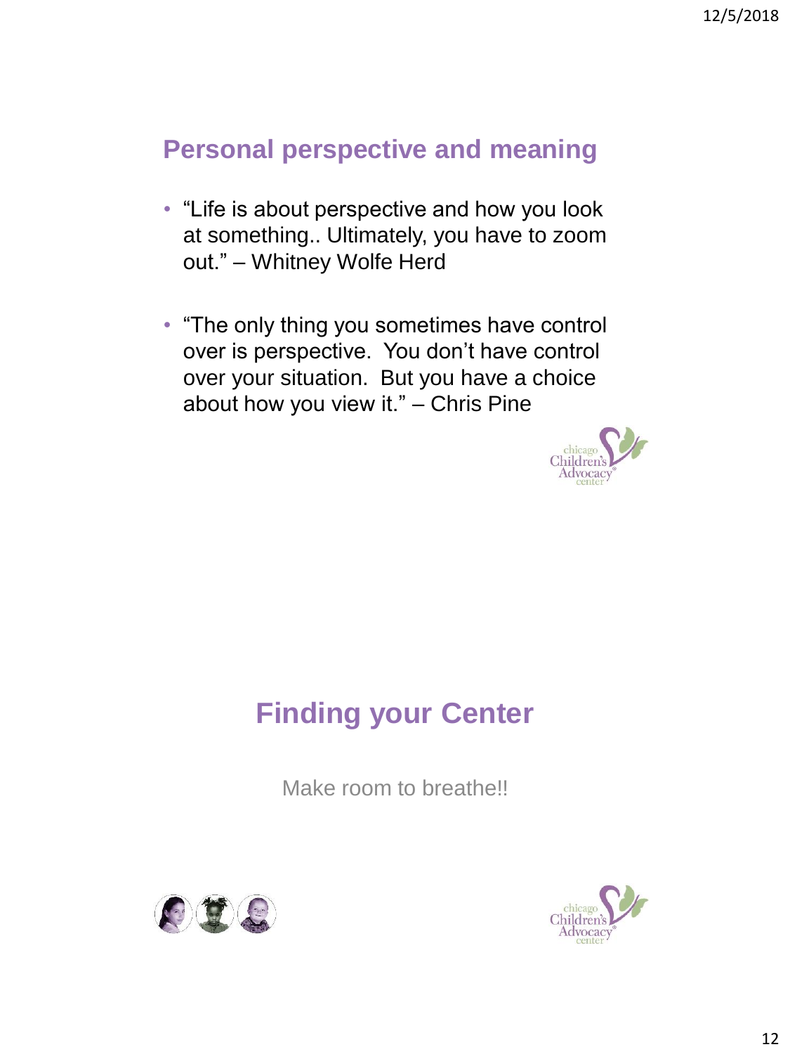## Personal perspective and meaning

- "Life is about perspective and how you look at something.. Ultimately, you have to zoom out." – Whitney Wolfe Herd
- "The only thing you sometimes have control over is perspective. You don't have control over your situation. But you have a choice about how you view it." – Chris Pine

## Finding your Center

Make room to breathe!!